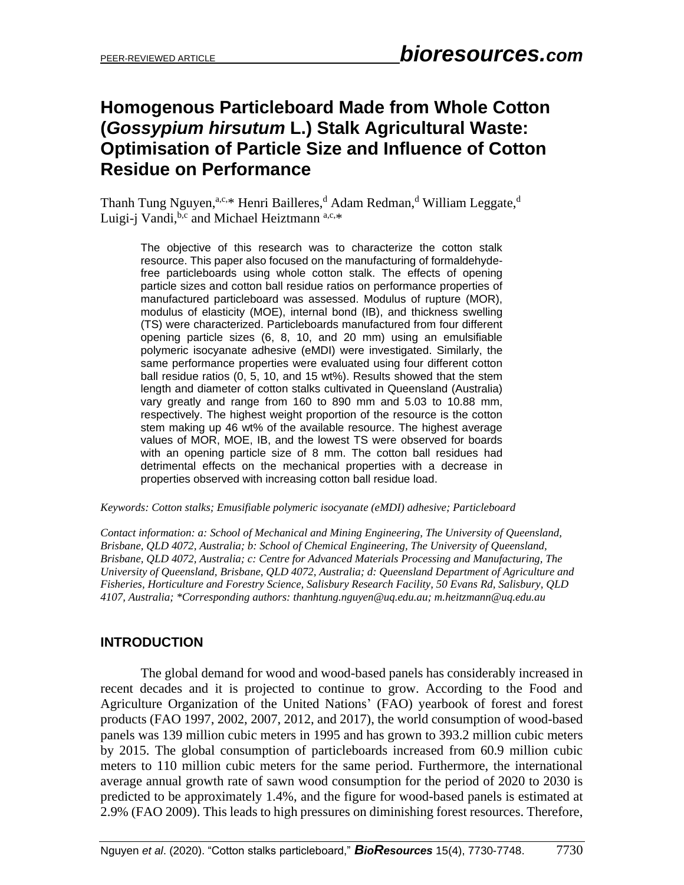# Homogenous Particleboard Made from Whole Cotton (*Gossypium hirsutum* L.) Stalk Agricultural Waste: Optimisation of Particle Size and Influence of Cotton Residue on Performance

Thanh Tung Nguyen,[a,c,*] Henri Bailleres,[d] Adam Redman,[d] William Leggate,[d] Luigi-j Vandi,[b,c] and Michael Heiztmann [a,c,*]

The objective of this research was to characterize the cotton stalk resource. This paper also focused on the manufacturing of formaldehyde-free particleboards using whole cotton stalk. The effects of opening particle sizes and cotton ball residue ratios on performance properties of manufactured particleboard was assessed. Modulus of rupture (MOR), modulus of elasticity (MOE), internal bond (IB), and thickness swelling (TS) were characterized. Particleboards manufactured from four different opening particle sizes (6, 8, 10, and 20 mm) using an emulsifiable polymeric isocyanate adhesive (eMDI) were investigated. Similarly, the same performance properties were evaluated using four different cotton ball residue ratios (0, 5, 10, and 15 wt%). Results showed that the stem length and diameter of cotton stalks cultivated in Queensland (Australia) vary greatly and range from 160 to 890 mm and 5.03 to 10.88 mm, respectively. The highest weight proportion of the resource is the cotton stem making up 46 wt% of the available resource. The highest average values of MOR, MOE, IB, and the lowest TS were observed for boards with an opening particle size of 8 mm. The cotton ball residues had detrimental effects on the mechanical properties with a decrease in properties observed with increasing cotton ball residue load.

*Keywords: Cotton stalks; Emusifiable polymeric isocyanate (eMDI) adhesive; Particleboard*

*Contact information: a: School of Mechanical and Mining Engineering, The University of Queensland, Brisbane, QLD 4072, Australia; b: School of Chemical Engineering, The University of Queensland, Brisbane, QLD 4072, Australia; c: Centre for Advanced Materials Processing and Manufacturing, The University of Queensland, Brisbane, QLD 4072, Australia; d: Queensland Department of Agriculture and Fisheries, Horticulture and Forestry Science, Salisbury Research Facility, 50 Evans Rd, Salisbury, QLD 4107, Australia; *Corresponding authors: thanhtung.nguyen@uq.edu.au; m.heitzmann@uq.edu.au*

## INTRODUCTION

The global demand for wood and wood-based panels has considerably increased in recent decades and it is projected to continue to grow. According to the Food and Agriculture Organization of the United Nations' (FAO) yearbook of forest and forest products (FAO 1997, 2002, 2007, 2012, and 2017), the world consumption of wood-based panels was 139 million cubic meters in 1995 and has grown to 393.2 million cubic meters by 2015. The global consumption of particleboards increased from 60.9 million cubic meters to 110 million cubic meters for the same period. Furthermore, the international average annual growth rate of sawn wood consumption for the period of 2020 to 2030 is predicted to be approximately 1.4%, and the figure for wood-based panels is estimated at 2.9% (FAO 2009). This leads to high pressures on diminishing forest resources. Therefore,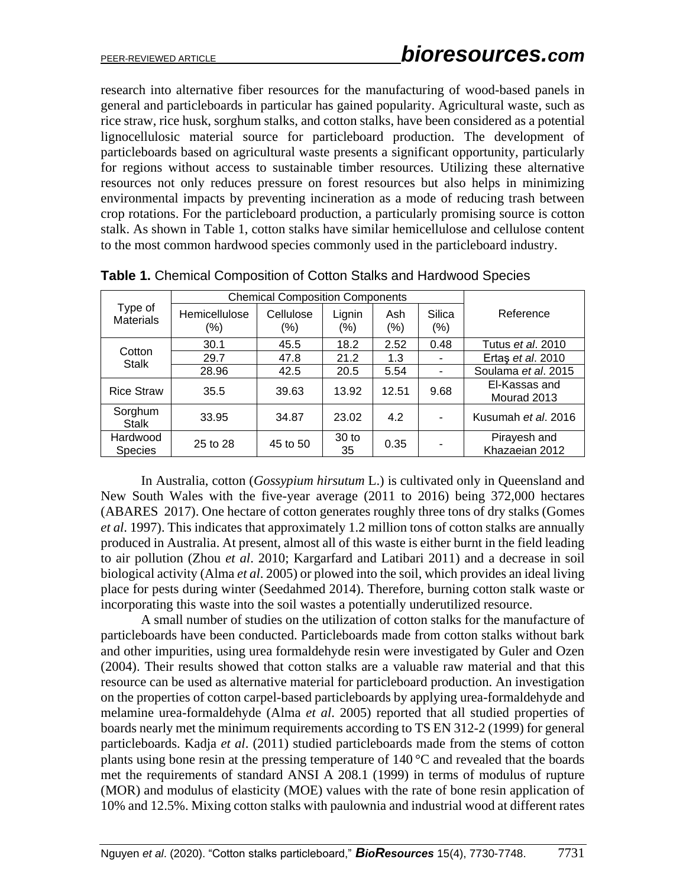research into alternative fiber resources for the manufacturing of wood-based panels in general and particleboards in particular has gained popularity. Agricultural waste, such as rice straw, rice husk, sorghum stalks, and cotton stalks, have been considered as a potential lignocellulosic material source for particleboard production. The development of particleboards based on agricultural waste presents a significant opportunity, particularly for regions without access to sustainable timber resources. Utilizing these alternative resources not only reduces pressure on forest resources but also helps in minimizing environmental impacts by preventing incineration as a mode of reducing trash between crop rotations. For the particleboard production, a particularly promising source is cotton stalk. As shown in Table 1, cotton stalks have similar hemicellulose and cellulose content to the most common hardwood species commonly used in the particleboard industry.

**Table 1.** Chemical Composition of Cotton Stalks and Hardwood Species

| Type of Materials | Chemical Composition Components | | | | | Reference |
|---|---|---|---|---|---|---|
| | Hemicellulose (%) | Cellulose (%) | Lignin (%) | Ash (%) | Silica (%) | |
| Cotton Stalk | 30.1 | 45.5 | 18.2 | 2.52 | 0.48 | Tutus *et al*. 2010 |
| | 29.7 | 47.8 | 21.2 | 1.3 | - | Ertaş *et al*. 2010 |
| | 28.96 | 42.5 | 20.5 | 5.54 | - | Soulama *et al*. 2015 |
| Rice Straw | 35.5 | 39.63 | 13.92 | 12.51 | 9.68 | El-Kassas and Mourad 2013 |
| Sorghum Stalk | 33.95 | 34.87 | 23.02 | 4.2 | - | Kusumah *et al*. 2016 |
| Hardwood Species | 25 to 28 | 45 to 50 | 30 to 35 | 0.35 | - | Pirayesh and Khazaeian 2012 |

In Australia, cotton (*Gossypium hirsutum* L.) is cultivated only in Queensland and New South Wales with the five-year average (2011 to 2016) being 372,000 hectares (ABARES 2017). One hectare of cotton generates roughly three tons of dry stalks (Gomes *et al*. 1997). This indicates that approximately 1.2 million tons of cotton stalks are annually produced in Australia. At present, almost all of this waste is either burnt in the field leading to air pollution (Zhou *et al*. 2010; Kargarfard and Latibari 2011) and a decrease in soil biological activity (Alma *et al*. 2005) or plowed into the soil, which provides an ideal living place for pests during winter (Seedahmed 2014). Therefore, burning cotton stalk waste or incorporating this waste into the soil wastes a potentially underutilized resource.

A small number of studies on the utilization of cotton stalks for the manufacture of particleboards have been conducted. Particleboards made from cotton stalks without bark and other impurities, using urea formaldehyde resin were investigated by Guler and Ozen (2004). Their results showed that cotton stalks are a valuable raw material and that this resource can be used as alternative material for particleboard production. An investigation on the properties of cotton carpel-based particleboards by applying urea-formaldehyde and melamine urea-formaldehyde (Alma *et al*. 2005) reported that all studied properties of boards nearly met the minimum requirements according to TS EN 312-2 (1999) for general particleboards. Kadja *et al*. (2011) studied particleboards made from the stems of cotton plants using bone resin at the pressing temperature of 140 °C and revealed that the boards met the requirements of standard ANSI A 208.1 (1999) in terms of modulus of rupture (MOR) and modulus of elasticity (MOE) values with the rate of bone resin application of 10% and 12.5%. Mixing cotton stalks with paulownia and industrial wood at different rates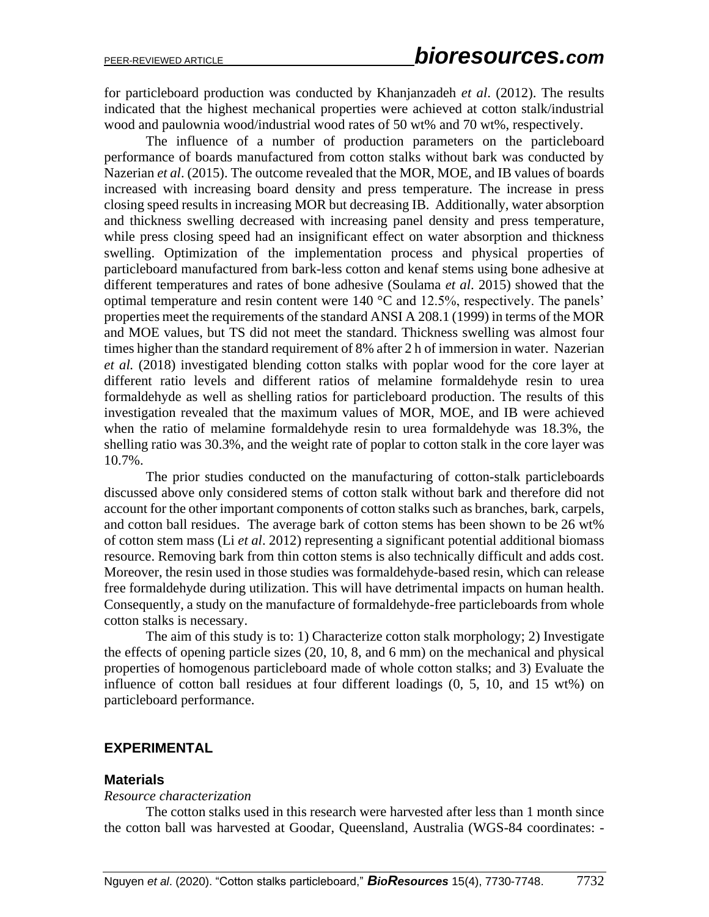for particleboard production was conducted by Khanjanzadeh *et al*. (2012). The results indicated that the highest mechanical properties were achieved at cotton stalk/industrial wood and paulownia wood/industrial wood rates of 50 wt% and 70 wt%, respectively.

The influence of a number of production parameters on the particleboard performance of boards manufactured from cotton stalks without bark was conducted by Nazerian *et al*. (2015). The outcome revealed that the MOR, MOE, and IB values of boards increased with increasing board density and press temperature. The increase in press closing speed results in increasing MOR but decreasing IB. Additionally, water absorption and thickness swelling decreased with increasing panel density and press temperature, while press closing speed had an insignificant effect on water absorption and thickness swelling. Optimization of the implementation process and physical properties of particleboard manufactured from bark-less cotton and kenaf stems using bone adhesive at different temperatures and rates of bone adhesive (Soulama *et al*. 2015) showed that the optimal temperature and resin content were 140 °C and 12.5%, respectively. The panels' properties meet the requirements of the standard ANSI A 208.1 (1999) in terms of the MOR and MOE values, but TS did not meet the standard. Thickness swelling was almost four times higher than the standard requirement of 8% after 2 h of immersion in water. Nazerian *et al.* (2018) investigated blending cotton stalks with poplar wood for the core layer at different ratio levels and different ratios of melamine formaldehyde resin to urea formaldehyde as well as shelling ratios for particleboard production. The results of this investigation revealed that the maximum values of MOR, MOE, and IB were achieved when the ratio of melamine formaldehyde resin to urea formaldehyde was 18.3%, the shelling ratio was 30.3%, and the weight rate of poplar to cotton stalk in the core layer was 10.7%.

The prior studies conducted on the manufacturing of cotton-stalk particleboards discussed above only considered stems of cotton stalk without bark and therefore did not account for the other important components of cotton stalks such as branches, bark, carpels, and cotton ball residues. The average bark of cotton stems has been shown to be 26 wt% of cotton stem mass (Li *et al*. 2012) representing a significant potential additional biomass resource. Removing bark from thin cotton stems is also technically difficult and adds cost. Moreover, the resin used in those studies was formaldehyde-based resin, which can release free formaldehyde during utilization. This will have detrimental impacts on human health. Consequently, a study on the manufacture of formaldehyde-free particleboards from whole cotton stalks is necessary.

The aim of this study is to: 1) Characterize cotton stalk morphology; 2) Investigate the effects of opening particle sizes (20, 10, 8, and 6 mm) on the mechanical and physical properties of homogenous particleboard made of whole cotton stalks; and 3) Evaluate the influence of cotton ball residues at four different loadings (0, 5, 10, and 15 wt%) on particleboard performance.

## EXPERIMENTAL

### Materials

*Resource characterization*

The cotton stalks used in this research were harvested after less than 1 month since the cotton ball was harvested at Goodar, Queensland, Australia (WGS-84 coordinates: -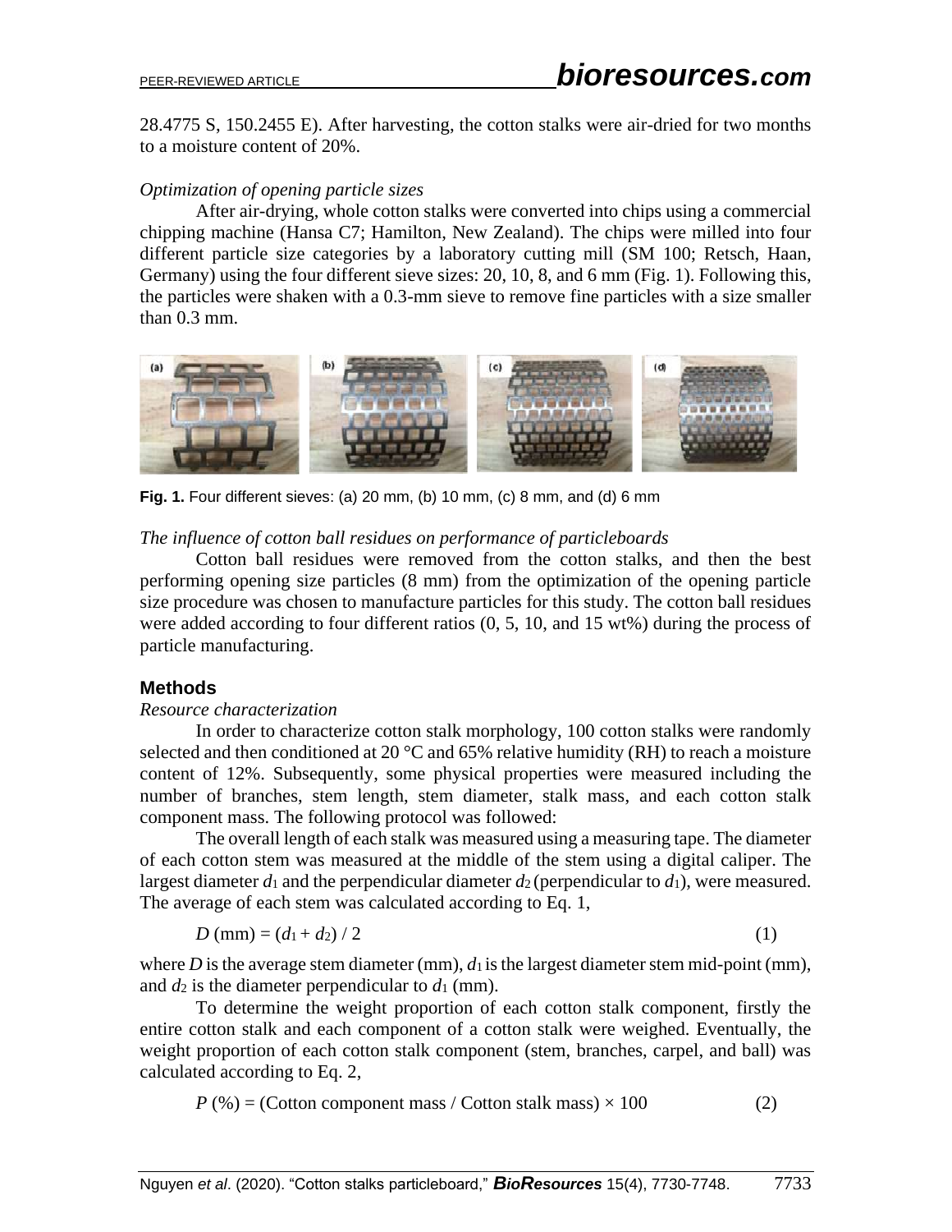28.4775 S, 150.2455 E). After harvesting, the cotton stalks were air-dried for two months to a moisture content of 20%.

*Optimization of opening particle sizes*

After air-drying, whole cotton stalks were converted into chips using a commercial chipping machine (Hansa C7; Hamilton, New Zealand). The chips were milled into four different particle size categories by a laboratory cutting mill (SM 100; Retsch, Haan, Germany) using the four different sieve sizes: 20, 10, 8, and 6 mm (Fig. 1). Following this, the particles were shaken with a 0.3-mm sieve to remove fine particles with a size smaller than 0.3 mm.

**Fig. 1.** Four different sieves: (a) 20 mm, (b) 10 mm, (c) 8 mm, and (d) 6 mm

*The influence of cotton ball residues on performance of particleboards*

Cotton ball residues were removed from the cotton stalks, and then the best performing opening size particles (8 mm) from the optimization of the opening particle size procedure was chosen to manufacture particles for this study. The cotton ball residues were added according to four different ratios (0, 5, 10, and 15 wt%) during the process of particle manufacturing.

## Methods

*Resource characterization*

In order to characterize cotton stalk morphology, 100 cotton stalks were randomly selected and then conditioned at 20 °C and 65% relative humidity (RH) to reach a moisture content of 12%. Subsequently, some physical properties were measured including the number of branches, stem length, stem diameter, stalk mass, and each cotton stalk component mass. The following protocol was followed:

The overall length of each stalk was measured using a measuring tape. The diameter of each cotton stem was measured at the middle of the stem using a digital caliper. The largest diameter $d_1$ and the perpendicular diameter $d_2$ (perpendicular to $d_1$), were measured. The average of each stem was calculated according to Eq. 1,

$$D\ (\text{mm}) = (d_1 + d_2) / 2 \tag{1}$$

where $D$ is the average stem diameter (mm), $d_1$ is the largest diameter stem mid-point (mm), and $d_2$ is the diameter perpendicular to $d_1$ (mm).

To determine the weight proportion of each cotton stalk component, firstly the entire cotton stalk and each component of a cotton stalk were weighed. Eventually, the weight proportion of each cotton stalk component (stem, branches, carpel, and ball) was calculated according to Eq. 2,

$$P\ (\%) = (\text{Cotton component mass} / \text{Cotton stalk mass}) \times 100 \tag{2}$$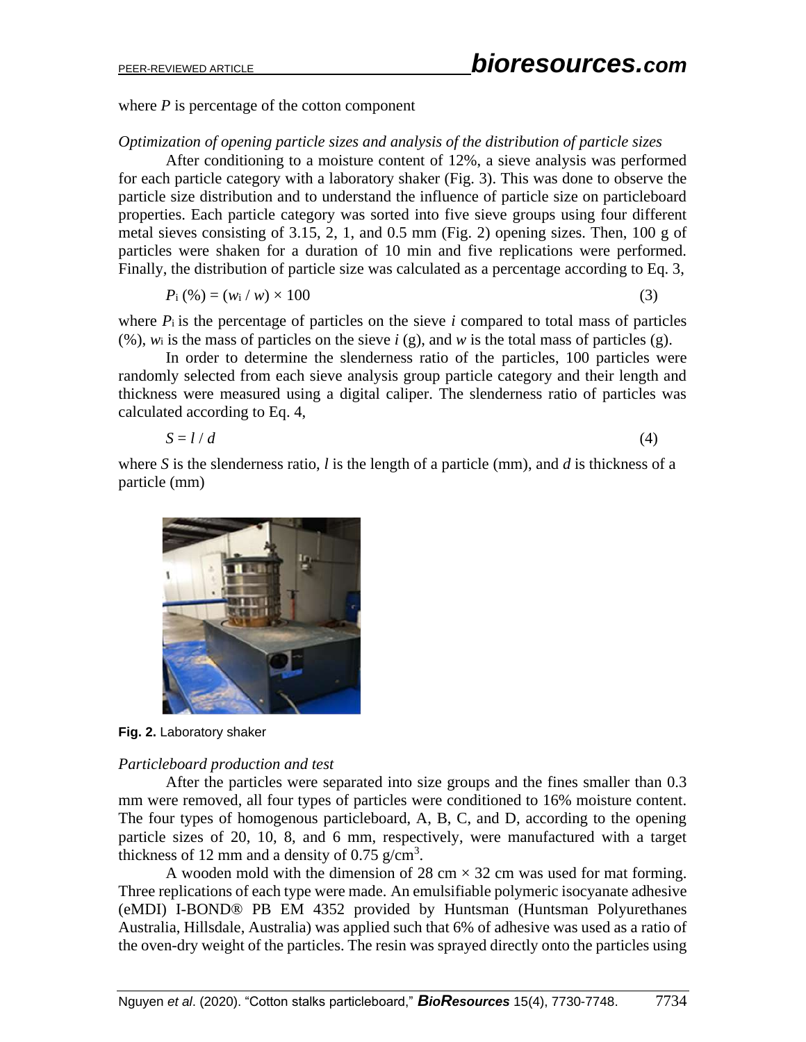where $P$ is percentage of the cotton component

*Optimization of opening particle sizes and analysis of the distribution of particle sizes*

After conditioning to a moisture content of 12%, a sieve analysis was performed for each particle category with a laboratory shaker (Fig. 3). This was done to observe the particle size distribution and to understand the influence of particle size on particleboard properties. Each particle category was sorted into five sieve groups using four different metal sieves consisting of 3.15, 2, 1, and 0.5 mm (Fig. 2) opening sizes. Then, 100 g of particles were shaken for a duration of 10 min and five replications were performed. Finally, the distribution of particle size was calculated as a percentage according to Eq. 3,

$$P_i\,(\%) = (w_i \,/\, w) \times 100 \tag{3}$$

where $P_i$ is the percentage of particles on the sieve $i$ compared to total mass of particles (%), $w_i$ is the mass of particles on the sieve $i$ (g), and $w$ is the total mass of particles (g).

In order to determine the slenderness ratio of the particles, 100 particles were randomly selected from each sieve analysis group particle category and their length and thickness were measured using a digital caliper. The slenderness ratio of particles was calculated according to Eq. 4,

$$S = l \,/\, d \tag{4}$$

where $S$ is the slenderness ratio, $l$ is the length of a particle (mm), and $d$ is thickness of a particle (mm)

**Fig. 2.** Laboratory shaker

*Particleboard production and test*

After the particles were separated into size groups and the fines smaller than 0.3 mm were removed, all four types of particles were conditioned to 16% moisture content. The four types of homogenous particleboard, A, B, C, and D, according to the opening particle sizes of 20, 10, 8, and 6 mm, respectively, were manufactured with a target thickness of 12 mm and a density of 0.75 g/cm$^3$.

A wooden mold with the dimension of 28 cm × 32 cm was used for mat forming. Three replications of each type were made. An emulsifiable polymeric isocyanate adhesive (eMDI) I-BOND® PB EM 4352 provided by Huntsman (Huntsman Polyurethanes Australia, Hillsdale, Australia) was applied such that 6% of adhesive was used as a ratio of the oven-dry weight of the particles. The resin was sprayed directly onto the particles using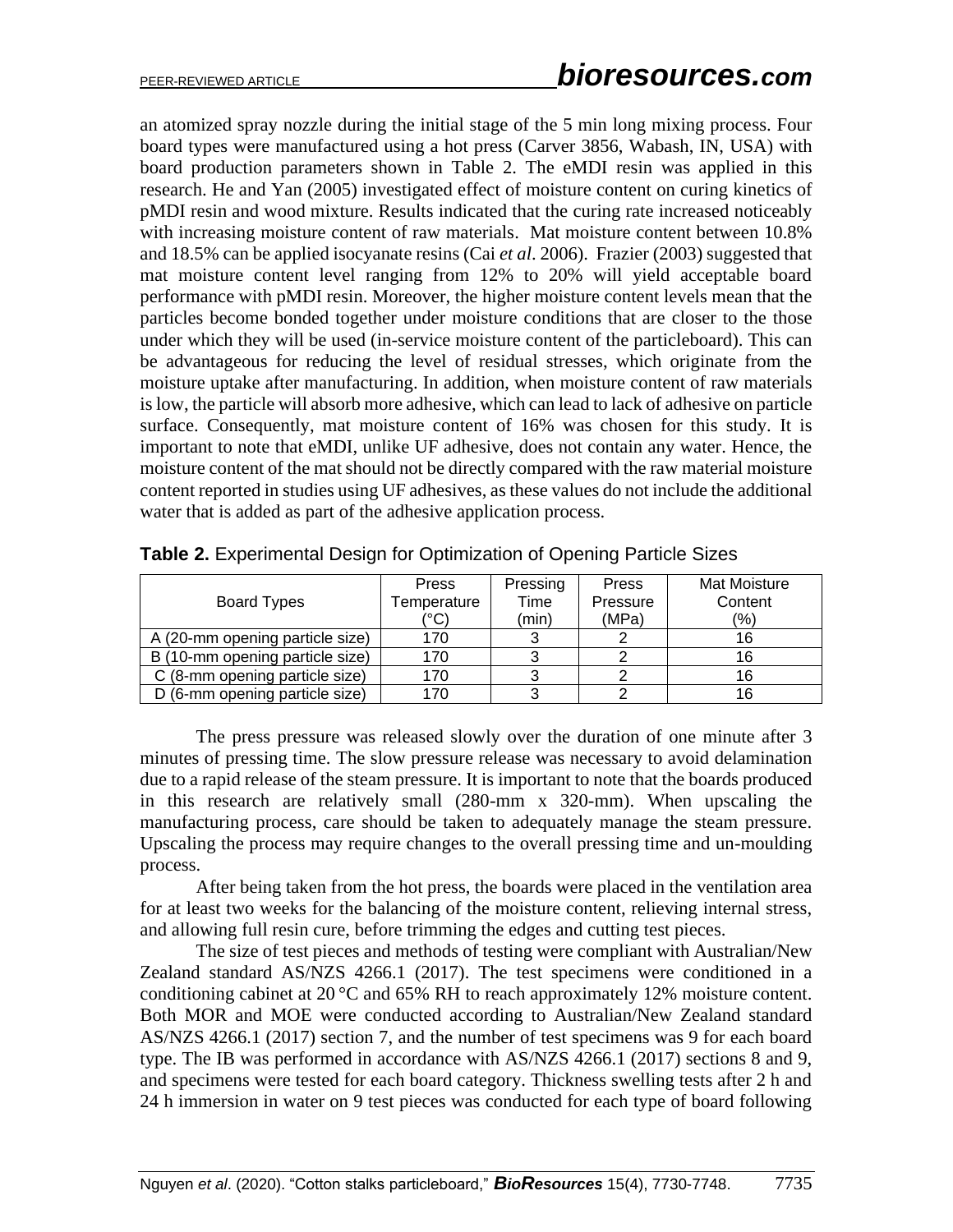an atomized spray nozzle during the initial stage of the 5 min long mixing process. Four board types were manufactured using a hot press (Carver 3856, Wabash, IN, USA) with board production parameters shown in Table 2. The eMDI resin was applied in this research. He and Yan (2005) investigated effect of moisture content on curing kinetics of pMDI resin and wood mixture. Results indicated that the curing rate increased noticeably with increasing moisture content of raw materials. Mat moisture content between 10.8% and 18.5% can be applied isocyanate resins (Cai *et al*. 2006). Frazier (2003) suggested that mat moisture content level ranging from 12% to 20% will yield acceptable board performance with pMDI resin. Moreover, the higher moisture content levels mean that the particles become bonded together under moisture conditions that are closer to the those under which they will be used (in-service moisture content of the particleboard). This can be advantageous for reducing the level of residual stresses, which originate from the moisture uptake after manufacturing. In addition, when moisture content of raw materials is low, the particle will absorb more adhesive, which can lead to lack of adhesive on particle surface. Consequently, mat moisture content of 16% was chosen for this study. It is important to note that eMDI, unlike UF adhesive, does not contain any water. Hence, the moisture content of the mat should not be directly compared with the raw material moisture content reported in studies using UF adhesives, as these values do not include the additional water that is added as part of the adhesive application process.

**Table 2.** Experimental Design for Optimization of Opening Particle Sizes

| Board Types | Press Temperature (°C) | Pressing Time (min) | Press Pressure (MPa) | Mat Moisture Content (%) |
|---|---|---|---|---|
| A (20-mm opening particle size) | 170 | 3 | 2 | 16 |
| B (10-mm opening particle size) | 170 | 3 | 2 | 16 |
| C (8-mm opening particle size) | 170 | 3 | 2 | 16 |
| D (6-mm opening particle size) | 170 | 3 | 2 | 16 |

The press pressure was released slowly over the duration of one minute after 3 minutes of pressing time. The slow pressure release was necessary to avoid delamination due to a rapid release of the steam pressure. It is important to note that the boards produced in this research are relatively small (280-mm x 320-mm). When upscaling the manufacturing process, care should be taken to adequately manage the steam pressure. Upscaling the process may require changes to the overall pressing time and un-moulding process.

After being taken from the hot press, the boards were placed in the ventilation area for at least two weeks for the balancing of the moisture content, relieving internal stress, and allowing full resin cure, before trimming the edges and cutting test pieces.

The size of test pieces and methods of testing were compliant with Australian/New Zealand standard AS/NZS 4266.1 (2017). The test specimens were conditioned in a conditioning cabinet at 20 °C and 65% RH to reach approximately 12% moisture content. Both MOR and MOE were conducted according to Australian/New Zealand standard AS/NZS 4266.1 (2017) section 7, and the number of test specimens was 9 for each board type. The IB was performed in accordance with AS/NZS 4266.1 (2017) sections 8 and 9, and specimens were tested for each board category. Thickness swelling tests after 2 h and 24 h immersion in water on 9 test pieces was conducted for each type of board following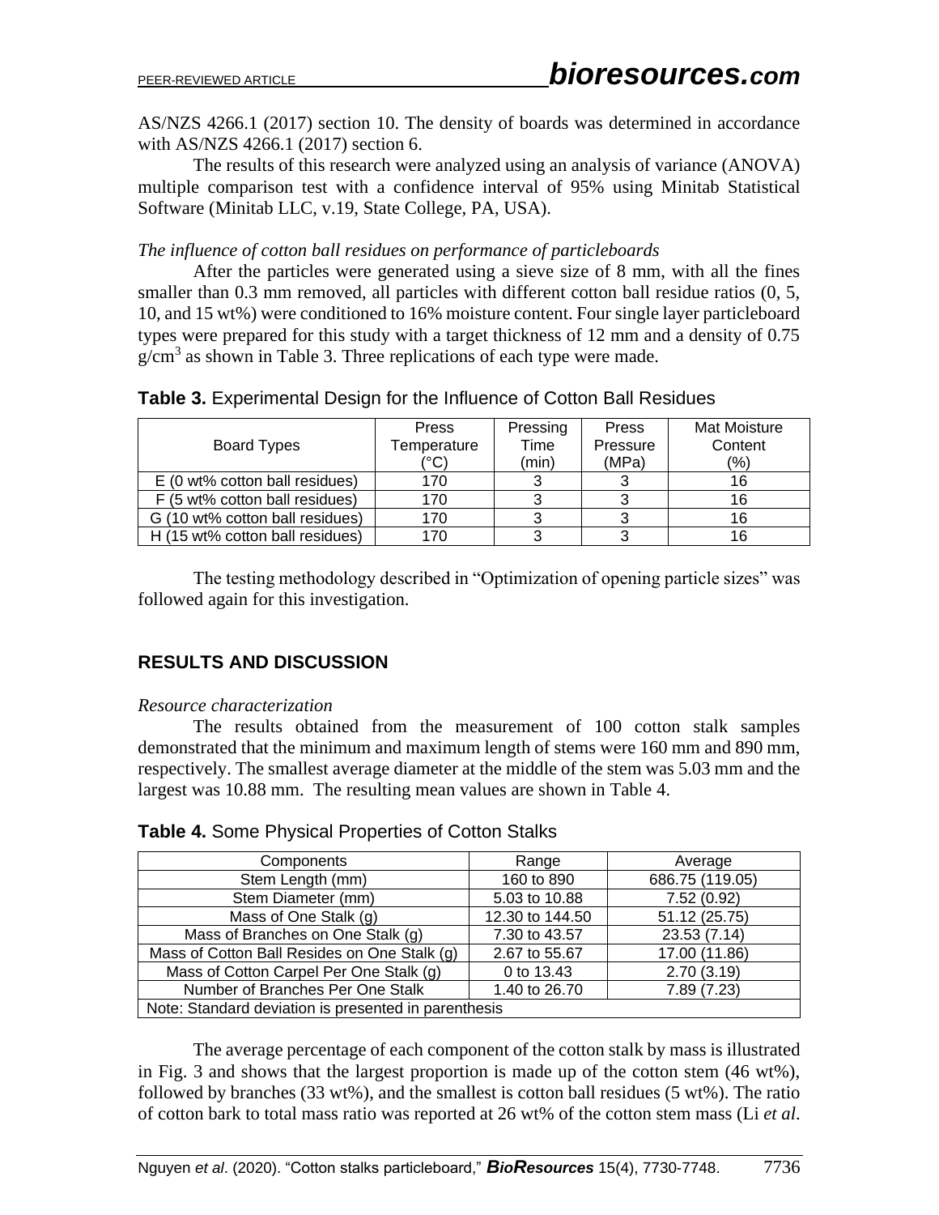AS/NZS 4266.1 (2017) section 10. The density of boards was determined in accordance with AS/NZS 4266.1 (2017) section 6.

The results of this research were analyzed using an analysis of variance (ANOVA) multiple comparison test with a confidence interval of 95% using Minitab Statistical Software (Minitab LLC, v.19, State College, PA, USA).

*The influence of cotton ball residues on performance of particleboards*

After the particles were generated using a sieve size of 8 mm, with all the fines smaller than 0.3 mm removed, all particles with different cotton ball residue ratios (0, 5, 10, and 15 wt%) were conditioned to 16% moisture content. Four single layer particleboard types were prepared for this study with a target thickness of 12 mm and a density of 0.75 $g/cm^3$ as shown in Table 3. Three replications of each type were made.

**Table 3.** Experimental Design for the Influence of Cotton Ball Residues

| Board Types | Press Temperature (°C) | Pressing Time (min) | Press Pressure (MPa) | Mat Moisture Content (%) |
|---|---|---|---|---|
| E (0 wt% cotton ball residues) | 170 | 3 | 3 | 16 |
| F (5 wt% cotton ball residues) | 170 | 3 | 3 | 16 |
| G (10 wt% cotton ball residues) | 170 | 3 | 3 | 16 |
| H (15 wt% cotton ball residues) | 170 | 3 | 3 | 16 |

The testing methodology described in "Optimization of opening particle sizes" was followed again for this investigation.

## RESULTS AND DISCUSSION

*Resource characterization*

The results obtained from the measurement of 100 cotton stalk samples demonstrated that the minimum and maximum length of stems were 160 mm and 890 mm, respectively. The smallest average diameter at the middle of the stem was 5.03 mm and the largest was 10.88 mm. The resulting mean values are shown in Table 4.

**Table 4.** Some Physical Properties of Cotton Stalks

| Components | Range | Average |
|---|---|---|
| Stem Length (mm) | 160 to 890 | 686.75 (119.05) |
| Stem Diameter (mm) | 5.03 to 10.88 | 7.52 (0.92) |
| Mass of One Stalk (g) | 12.30 to 144.50 | 51.12 (25.75) |
| Mass of Branches on One Stalk (g) | 7.30 to 43.57 | 23.53 (7.14) |
| Mass of Cotton Ball Resides on One Stalk (g) | 2.67 to 55.67 | 17.00 (11.86) |
| Mass of Cotton Carpel Per One Stalk (g) | 0 to 13.43 | 2.70 (3.19) |
| Number of Branches Per One Stalk | 1.40 to 26.70 | 7.89 (7.23) |
| Note: Standard deviation is presented in parenthesis | | |

The average percentage of each component of the cotton stalk by mass is illustrated in Fig. 3 and shows that the largest proportion is made up of the cotton stem (46 wt%), followed by branches (33 wt%), and the smallest is cotton ball residues (5 wt%). The ratio of cotton bark to total mass ratio was reported at 26 wt% of the cotton stem mass (Li *et al*.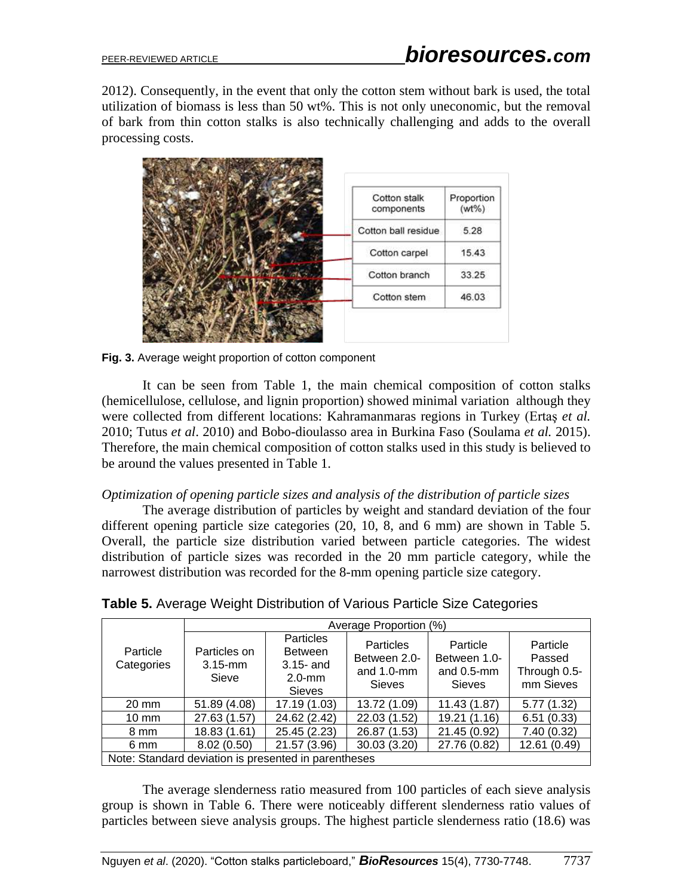2012). Consequently, in the event that only the cotton stem without bark is used, the total utilization of biomass is less than 50 wt%. This is not only uneconomic, but the removal of bark from thin cotton stalks is also technically challenging and adds to the overall processing costs.

| Cotton stalk components | Proportion (wt%) |
|---|---|
| Cotton ball residue | 5.28 |
| Cotton carpel | 15.43 |
| Cotton branch | 33.25 |
| Cotton stem | 46.03 |

**Fig. 3.** Average weight proportion of cotton component

It can be seen from Table 1, the main chemical composition of cotton stalks (hemicellulose, cellulose, and lignin proportion) showed minimal variation although they were collected from different locations: Kahramanmaras regions in Turkey (Ertaş *et al.* 2010; Tutus *et al*. 2010) and Bobo-dioulasso area in Burkina Faso (Soulama *et al.* 2015). Therefore, the main chemical composition of cotton stalks used in this study is believed to be around the values presented in Table 1.

*Optimization of opening particle sizes and analysis of the distribution of particle sizes*

The average distribution of particles by weight and standard deviation of the four different opening particle size categories (20, 10, 8, and 6 mm) are shown in Table 5. Overall, the particle size distribution varied between particle categories. The widest distribution of particle sizes was recorded in the 20 mm particle category, while the narrowest distribution was recorded for the 8-mm opening particle size category.

**Table 5.** Average Weight Distribution of Various Particle Size Categories

| Particle Categories | Average Proportion (%) | | | | |
|---|---|---|---|---|---|
| | Particles on 3.15-mm Sieve | Particles Between 3.15- and 2.0-mm Sieves | Particles Between 2.0- and 1.0-mm Sieves | Particle Between 1.0- and 0.5-mm Sieves | Particle Passed Through 0.5-mm Sieves |
| 20 mm | 51.89 (4.08) | 17.19 (1.03) | 13.72 (1.09) | 11.43 (1.87) | 5.77 (1.32) |
| 10 mm | 27.63 (1.57) | 24.62 (2.42) | 22.03 (1.52) | 19.21 (1.16) | 6.51 (0.33) |
| 8 mm | 18.83 (1.61) | 25.45 (2.23) | 26.87 (1.53) | 21.45 (0.92) | 7.40 (0.32) |
| 6 mm | 8.02 (0.50) | 21.57 (3.96) | 30.03 (3.20) | 27.76 (0.82) | 12.61 (0.49) |

Note: Standard deviation is presented in parentheses

The average slenderness ratio measured from 100 particles of each sieve analysis group is shown in Table 6. There were noticeably different slenderness ratio values of particles between sieve analysis groups. The highest particle slenderness ratio (18.6) was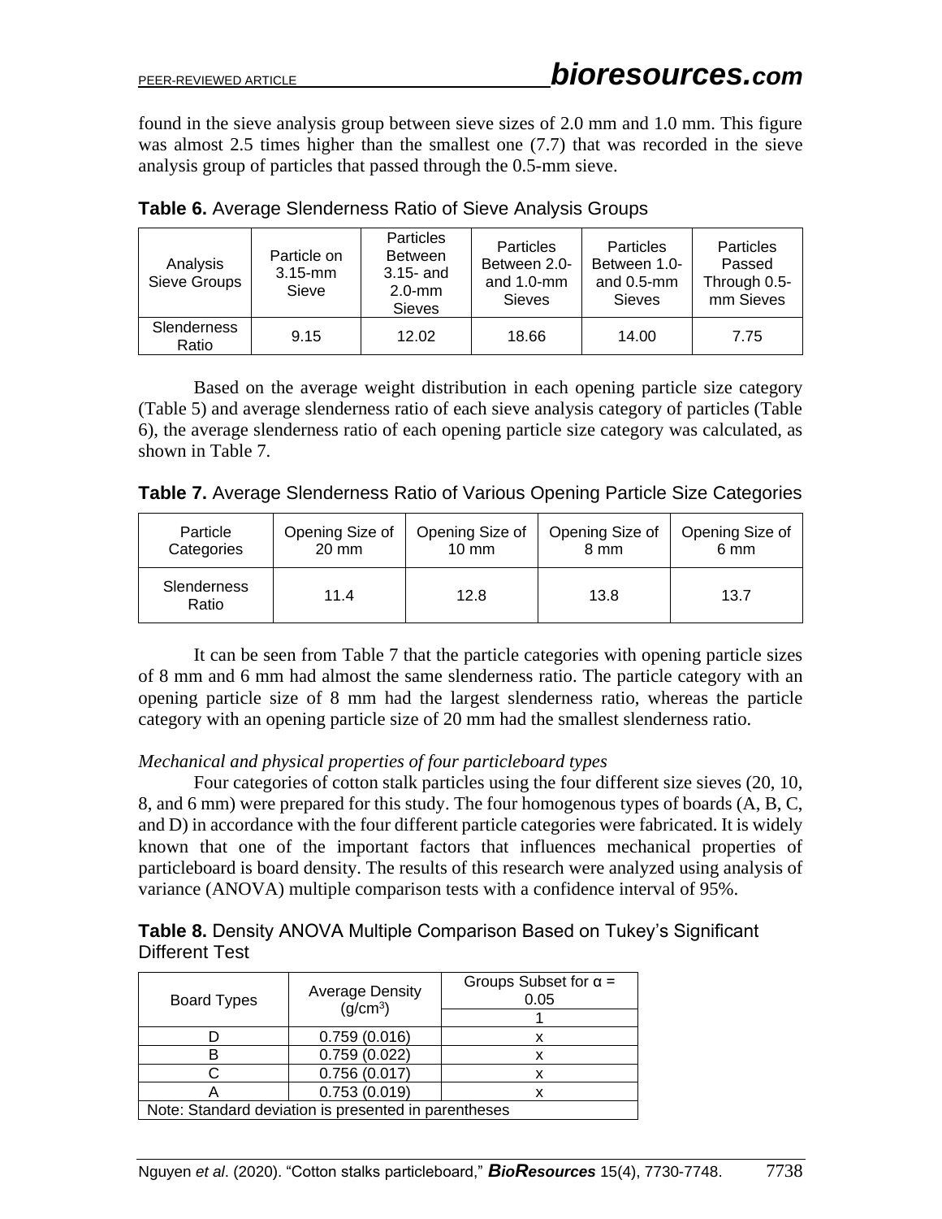found in the sieve analysis group between sieve sizes of 2.0 mm and 1.0 mm. This figure was almost 2.5 times higher than the smallest one (7.7) that was recorded in the sieve analysis group of particles that passed through the 0.5-mm sieve.

**Table 6.** Average Slenderness Ratio of Sieve Analysis Groups

| Analysis Sieve Groups | Particle on 3.15-mm Sieve | Particles Between 3.15- and 2.0-mm Sieves | Particles Between 2.0- and 1.0-mm Sieves | Particles Between 1.0- and 0.5-mm Sieves | Particles Passed Through 0.5-mm Sieves |
|---|---|---|---|---|---|
| Slenderness Ratio | 9.15 | 12.02 | 18.66 | 14.00 | 7.75 |

Based on the average weight distribution in each opening particle size category (Table 5) and average slenderness ratio of each sieve analysis category of particles (Table 6), the average slenderness ratio of each opening particle size category was calculated, as shown in Table 7.

**Table 7.** Average Slenderness Ratio of Various Opening Particle Size Categories

| Particle Categories | Opening Size of 20 mm | Opening Size of 10 mm | Opening Size of 8 mm | Opening Size of 6 mm |
|---|---|---|---|---|
| Slenderness Ratio | 11.4 | 12.8 | 13.8 | 13.7 |

It can be seen from Table 7 that the particle categories with opening particle sizes of 8 mm and 6 mm had almost the same slenderness ratio. The particle category with an opening particle size of 8 mm had the largest slenderness ratio, whereas the particle category with an opening particle size of 20 mm had the smallest slenderness ratio.

*Mechanical and physical properties of four particleboard types*

Four categories of cotton stalk particles using the four different size sieves (20, 10, 8, and 6 mm) were prepared for this study. The four homogenous types of boards (A, B, C, and D) in accordance with the four different particle categories were fabricated. It is widely known that one of the important factors that influences mechanical properties of particleboard is board density. The results of this research were analyzed using analysis of variance (ANOVA) multiple comparison tests with a confidence interval of 95%.

**Table 8.** Density ANOVA Multiple Comparison Based on Tukey's Significant Different Test

| Board Types | Average Density ($g/cm^3$) | Groups Subset for $\alpha$ = 0.05 |
|---|---|---|
| | | 1 |
| D | 0.759 (0.016) | x |
| B | 0.759 (0.022) | x |
| C | 0.756 (0.017) | x |
| A | 0.753 (0.019) | x |
| Note: Standard deviation is presented in parentheses | | |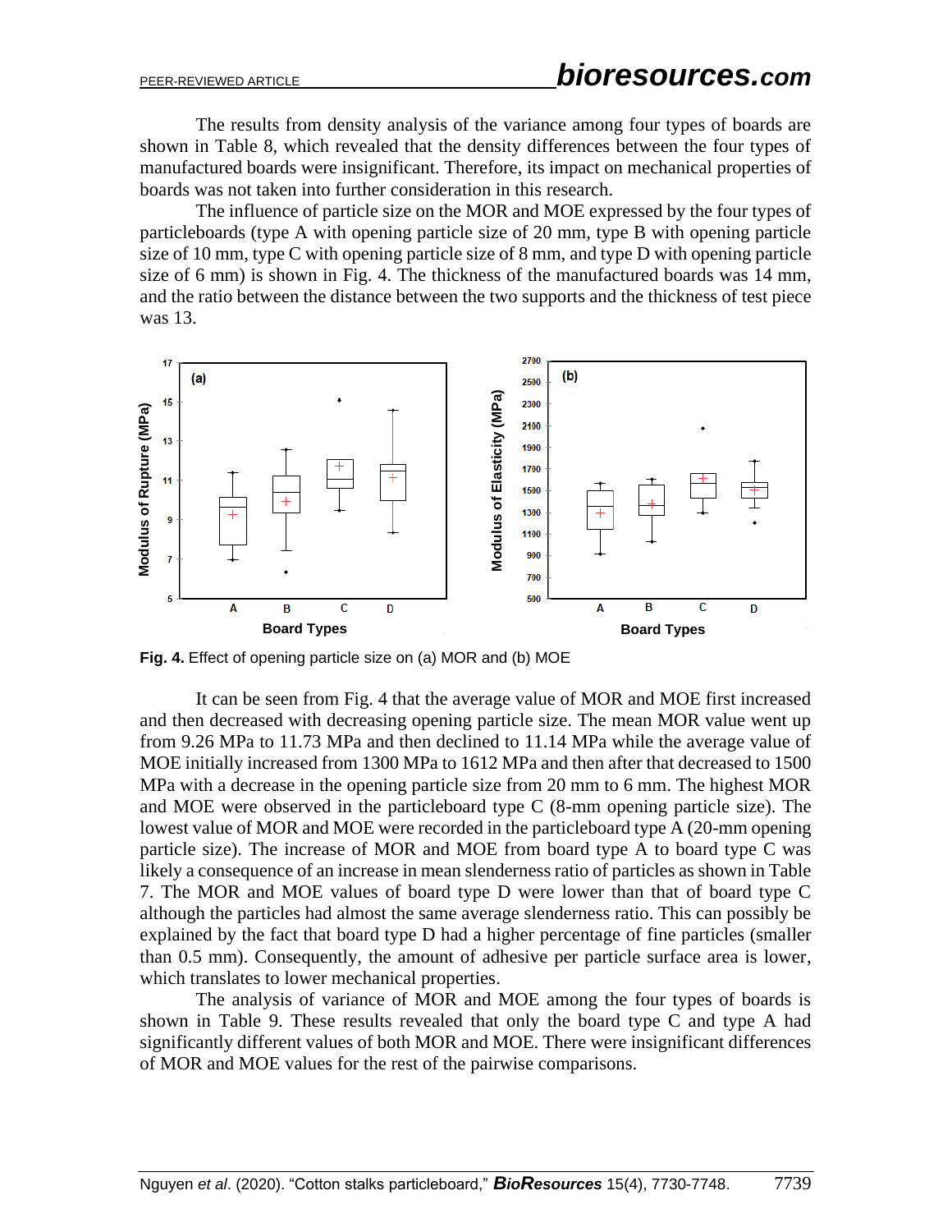The results from density analysis of the variance among four types of boards are shown in Table 8, which revealed that the density differences between the four types of manufactured boards were insignificant. Therefore, its impact on mechanical properties of boards was not taken into further consideration in this research.

The influence of particle size on the MOR and MOE expressed by the four types of particleboards (type A with opening particle size of 20 mm, type B with opening particle size of 10 mm, type C with opening particle size of 8 mm, and type D with opening particle size of 6 mm) is shown in Fig. 4. The thickness of the manufactured boards was 14 mm, and the ratio between the distance between the two supports and the thickness of test piece was 13.

**Fig. 4.** Effect of opening particle size on (a) MOR and (b) MOE

It can be seen from Fig. 4 that the average value of MOR and MOE first increased and then decreased with decreasing opening particle size. The mean MOR value went up from 9.26 MPa to 11.73 MPa and then declined to 11.14 MPa while the average value of MOE initially increased from 1300 MPa to 1612 MPa and then after that decreased to 1500 MPa with a decrease in the opening particle size from 20 mm to 6 mm. The highest MOR and MOE were observed in the particleboard type C (8-mm opening particle size). The lowest value of MOR and MOE were recorded in the particleboard type A (20-mm opening particle size). The increase of MOR and MOE from board type A to board type C was likely a consequence of an increase in mean slenderness ratio of particles as shown in Table 7. The MOR and MOE values of board type D were lower than that of board type C although the particles had almost the same average slenderness ratio. This can possibly be explained by the fact that board type D had a higher percentage of fine particles (smaller than 0.5 mm). Consequently, the amount of adhesive per particle surface area is lower, which translates to lower mechanical properties.

The analysis of variance of MOR and MOE among the four types of boards is shown in Table 9. These results revealed that only the board type C and type A had significantly different values of both MOR and MOE. There were insignificant differences of MOR and MOE values for the rest of the pairwise comparisons.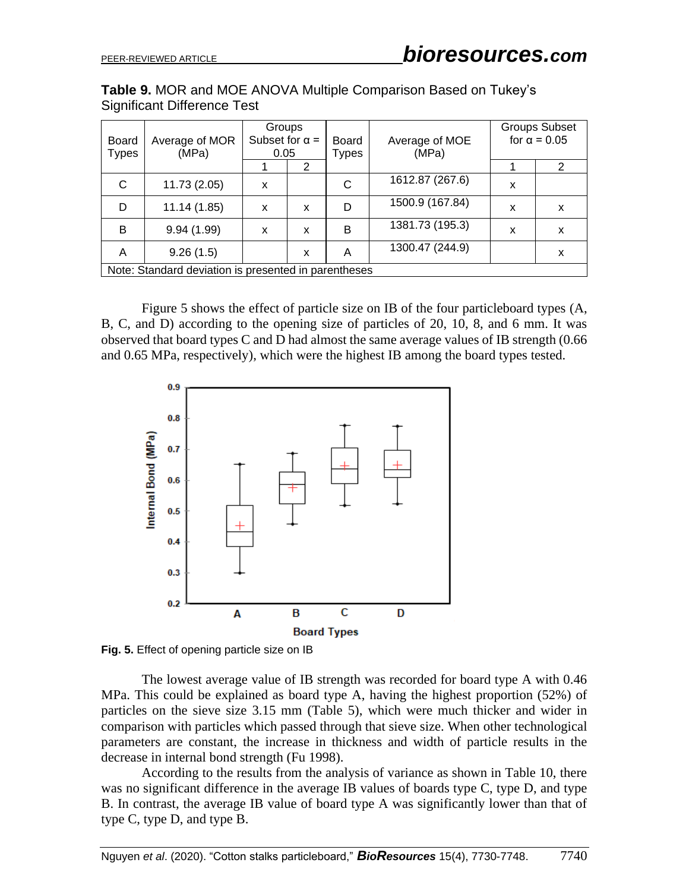**Table 9.** MOR and MOE ANOVA Multiple Comparison Based on Tukey's Significant Difference Test

| Board Types | Average of MOR (MPa) | Groups Subset for α = 0.05 | | Board Types | Average of MOE (MPa) | Groups Subset for α = 0.05 | |
|---|---|---|---|---|---|---|---|
| | | 1 | 2 | | | 1 | 2 |
| C | 11.73 (2.05) | x | | C | 1612.87 (267.6) | x | |
| D | 11.14 (1.85) | x | x | D | 1500.9 (167.84) | x | x |
| B | 9.94 (1.99) | x | x | B | 1381.73 (195.3) | x | x |
| A | 9.26 (1.5) | | x | A | 1300.47 (244.9) | | x |

Note: Standard deviation is presented in parentheses

Figure 5 shows the effect of particle size on IB of the four particleboard types (A, B, C, and D) according to the opening size of particles of 20, 10, 8, and 6 mm. It was observed that board types C and D had almost the same average values of IB strength (0.66 and 0.65 MPa, respectively), which were the highest IB among the board types tested.

**Fig. 5.** Effect of opening particle size on IB

The lowest average value of IB strength was recorded for board type A with 0.46 MPa. This could be explained as board type A, having the highest proportion (52%) of particles on the sieve size 3.15 mm (Table 5), which were much thicker and wider in comparison with particles which passed through that sieve size. When other technological parameters are constant, the increase in thickness and width of particle results in the decrease in internal bond strength (Fu 1998).

According to the results from the analysis of variance as shown in Table 10, there was no significant difference in the average IB values of boards type C, type D, and type B. In contrast, the average IB value of board type A was significantly lower than that of type C, type D, and type B.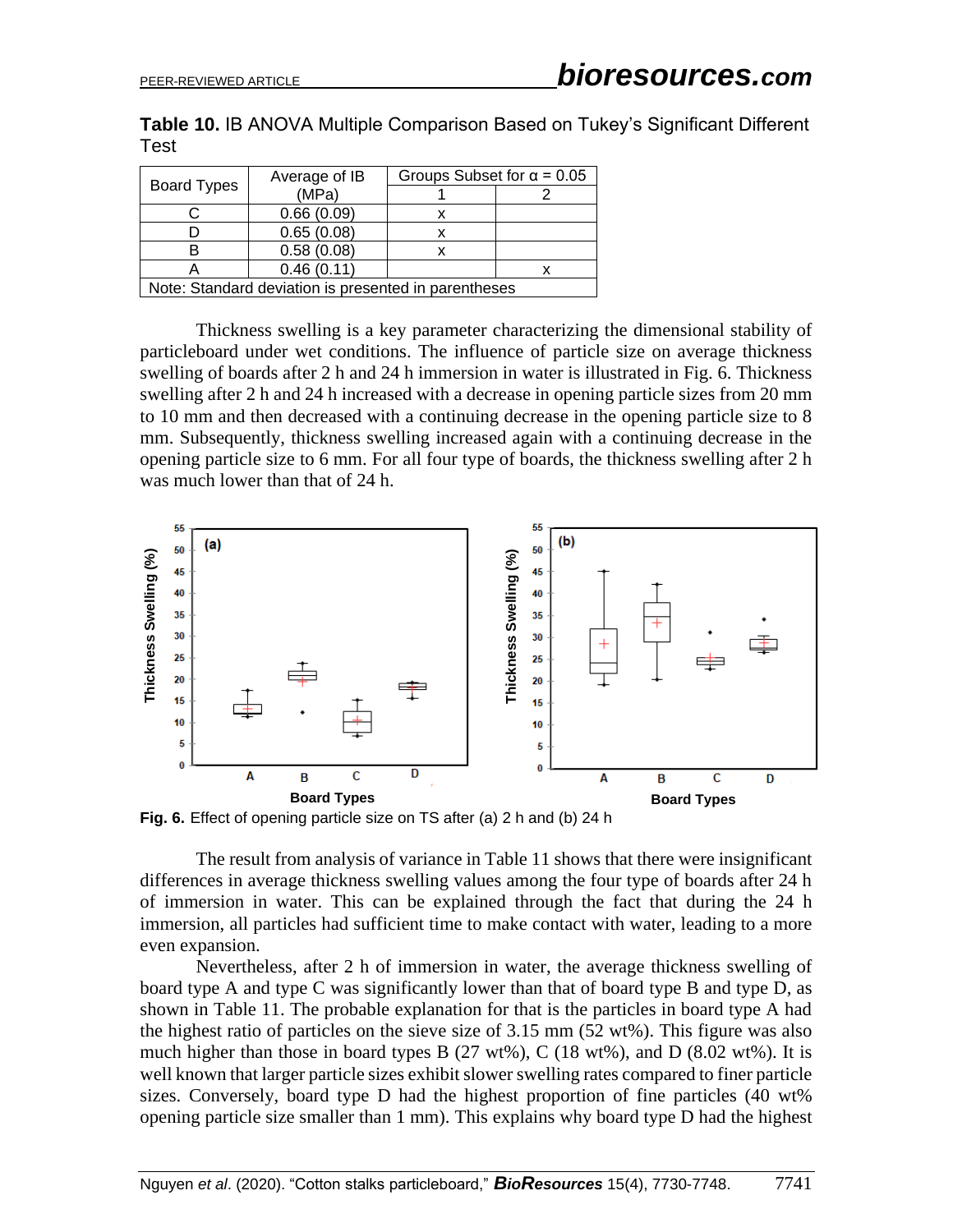**Table 10.** IB ANOVA Multiple Comparison Based on Tukey's Significant Different Test

| Board Types | Average of IB (MPa) | Groups Subset for α = 0.05 | |
|---|---|---|---|
| | | 1 | 2 |
| C | 0.66 (0.09) | x | |
| D | 0.65 (0.08) | x | |
| B | 0.58 (0.08) | x | |
| A | 0.46 (0.11) | | x |
| Note: Standard deviation is presented in parentheses | | | |

Thickness swelling is a key parameter characterizing the dimensional stability of particleboard under wet conditions. The influence of particle size on average thickness swelling of boards after 2 h and 24 h immersion in water is illustrated in Fig. 6. Thickness swelling after 2 h and 24 h increased with a decrease in opening particle sizes from 20 mm to 10 mm and then decreased with a continuing decrease in the opening particle size to 8 mm. Subsequently, thickness swelling increased again with a continuing decrease in the opening particle size to 6 mm. For all four type of boards, the thickness swelling after 2 h was much lower than that of 24 h.

**Fig. 6.** Effect of opening particle size on TS after (a) 2 h and (b) 24 h

The result from analysis of variance in Table 11 shows that there were insignificant differences in average thickness swelling values among the four type of boards after 24 h of immersion in water. This can be explained through the fact that during the 24 h immersion, all particles had sufficient time to make contact with water, leading to a more even expansion.

Nevertheless, after 2 h of immersion in water, the average thickness swelling of board type A and type C was significantly lower than that of board type B and type D, as shown in Table 11. The probable explanation for that is the particles in board type A had the highest ratio of particles on the sieve size of 3.15 mm (52 wt%). This figure was also much higher than those in board types B (27 wt%), C (18 wt%), and D (8.02 wt%). It is well known that larger particle sizes exhibit slower swelling rates compared to finer particle sizes. Conversely, board type D had the highest proportion of fine particles (40 wt% opening particle size smaller than 1 mm). This explains why board type D had the highest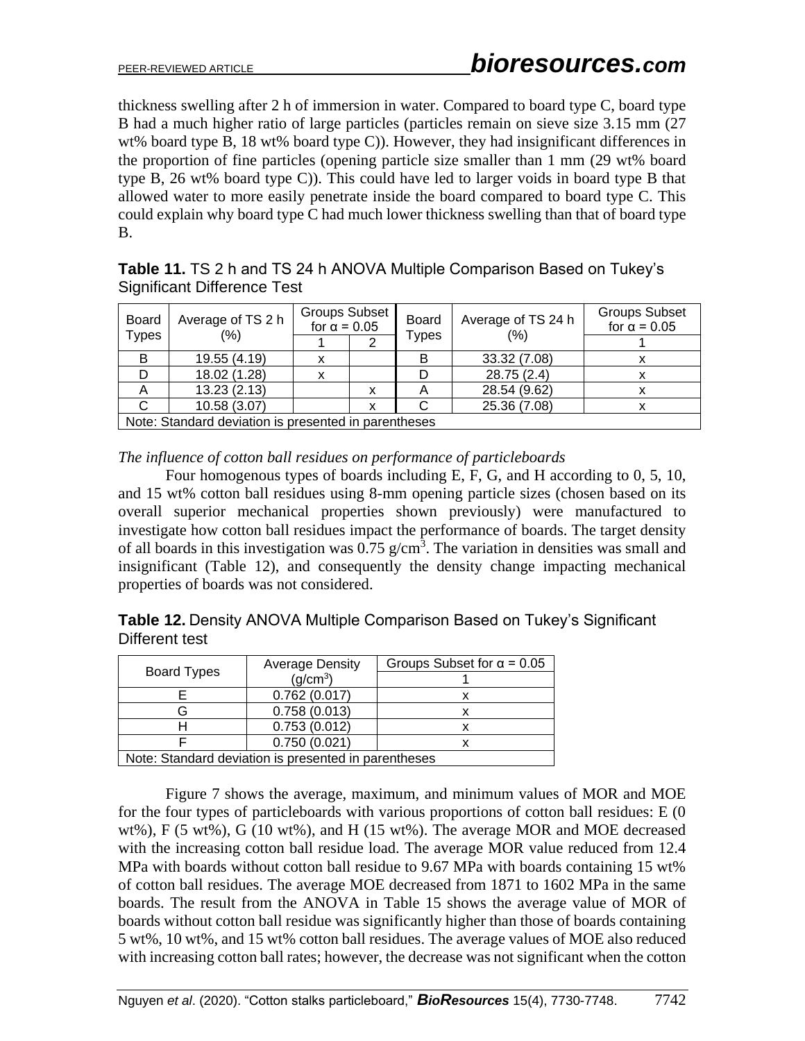thickness swelling after 2 h of immersion in water. Compared to board type C, board type B had a much higher ratio of large particles (particles remain on sieve size 3.15 mm (27 wt% board type B, 18 wt% board type C)). However, they had insignificant differences in the proportion of fine particles (opening particle size smaller than 1 mm (29 wt% board type B, 26 wt% board type C)). This could have led to larger voids in board type B that allowed water to more easily penetrate inside the board compared to board type C. This could explain why board type C had much lower thickness swelling than that of board type B.

**Table 11.** TS 2 h and TS 24 h ANOVA Multiple Comparison Based on Tukey's Significant Difference Test

| Board Types | Average of TS 2 h (%) | Groups Subset for α = 0.05 | | Board Types | Average of TS 24 h (%) | Groups Subset for α = 0.05 |
|---|---|---|---|---|---|---|
| | | 1 | 2 | | | 1 |
| B | 19.55 (4.19) | x | | B | 33.32 (7.08) | x |
| D | 18.02 (1.28) | x | | D | 28.75 (2.4) | x |
| A | 13.23 (2.13) | | x | A | 28.54 (9.62) | x |
| C | 10.58 (3.07) | | x | C | 25.36 (7.08) | x |
| Note: Standard deviation is presented in parentheses | | | | | | |

*The influence of cotton ball residues on performance of particleboards*

Four homogenous types of boards including E, F, G, and H according to 0, 5, 10, and 15 wt% cotton ball residues using 8-mm opening particle sizes (chosen based on its overall superior mechanical properties shown previously) were manufactured to investigate how cotton ball residues impact the performance of boards. The target density of all boards in this investigation was 0.75 g/cm$^3$. The variation in densities was small and insignificant (Table 12), and consequently the density change impacting mechanical properties of boards was not considered.

**Table 12.** Density ANOVA Multiple Comparison Based on Tukey's Significant Different test

| Board Types | Average Density (g/cm$^3$) | Groups Subset for α = 0.05 |
|---|---|---|
| | | 1 |
| E | 0.762 (0.017) | x |
| G | 0.758 (0.013) | x |
| H | 0.753 (0.012) | x |
| F | 0.750 (0.021) | x |
| Note: Standard deviation is presented in parentheses | | |

Figure 7 shows the average, maximum, and minimum values of MOR and MOE for the four types of particleboards with various proportions of cotton ball residues: E (0 wt%), F (5 wt%), G (10 wt%), and H (15 wt%). The average MOR and MOE decreased with the increasing cotton ball residue load. The average MOR value reduced from 12.4 MPa with boards without cotton ball residue to 9.67 MPa with boards containing 15 wt% of cotton ball residues. The average MOE decreased from 1871 to 1602 MPa in the same boards. The result from the ANOVA in Table 15 shows the average value of MOR of boards without cotton ball residue was significantly higher than those of boards containing 5 wt%, 10 wt%, and 15 wt% cotton ball residues. The average values of MOE also reduced with increasing cotton ball rates; however, the decrease was not significant when the cotton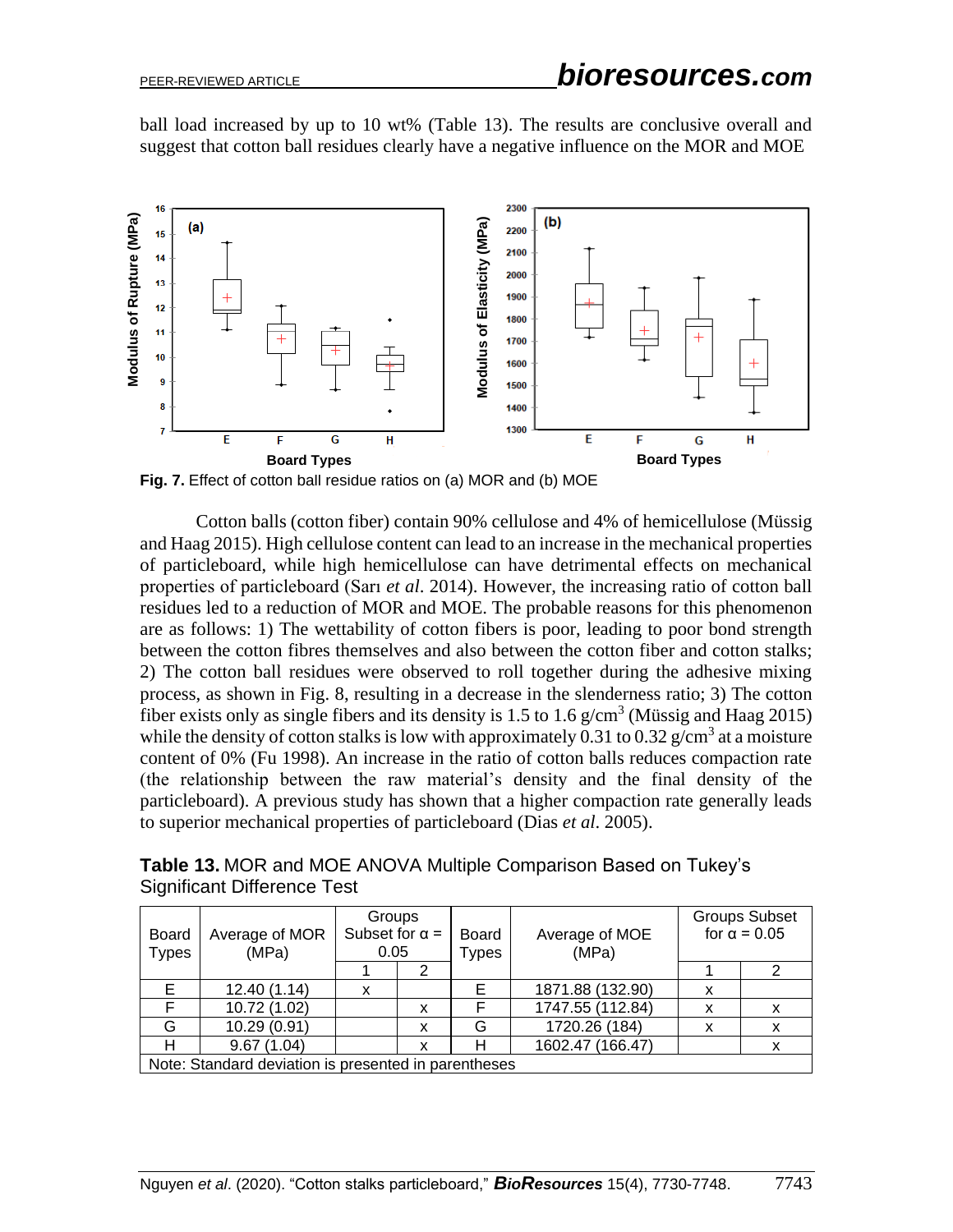ball load increased by up to 10 wt% (Table 13). The results are conclusive overall and suggest that cotton ball residues clearly have a negative influence on the MOR and MOE

**Fig. 7.** Effect of cotton ball residue ratios on (a) MOR and (b) MOE

Cotton balls (cotton fiber) contain 90% cellulose and 4% of hemicellulose (Müssig and Haag 2015). High cellulose content can lead to an increase in the mechanical properties of particleboard, while high hemicellulose can have detrimental effects on mechanical properties of particleboard (Sarı *et al*. 2014). However, the increasing ratio of cotton ball residues led to a reduction of MOR and MOE. The probable reasons for this phenomenon are as follows: 1) The wettability of cotton fibers is poor, leading to poor bond strength between the cotton fibres themselves and also between the cotton fiber and cotton stalks; 2) The cotton ball residues were observed to roll together during the adhesive mixing process, as shown in Fig. 8, resulting in a decrease in the slenderness ratio; 3) The cotton fiber exists only as single fibers and its density is 1.5 to 1.6 g/cm$^3$ (Müssig and Haag 2015) while the density of cotton stalks is low with approximately 0.31 to 0.32 g/cm$^3$ at a moisture content of 0% (Fu 1998). An increase in the ratio of cotton balls reduces compaction rate (the relationship between the raw material's density and the final density of the particleboard). A previous study has shown that a higher compaction rate generally leads to superior mechanical properties of particleboard (Dias *et al*. 2005).

**Table 13.** MOR and MOE ANOVA Multiple Comparison Based on Tukey's Significant Difference Test

| Board Types | Average of MOR (MPa) | Groups Subset for α = 0.05 | | Board Types | Average of MOE (MPa) | Groups Subset for α = 0.05 | |
|---|---|---|---|---|---|---|---|
| | | 1 | 2 | | | 1 | 2 |
| E | 12.40 (1.14) | x | | E | 1871.88 (132.90) | x | |
| F | 10.72 (1.02) | | x | F | 1747.55 (112.84) | x | x |
| G | 10.29 (0.91) | | x | G | 1720.26 (184) | x | x |
| H | 9.67 (1.04) | | x | H | 1602.47 (166.47) | | x |

Note: Standard deviation is presented in parentheses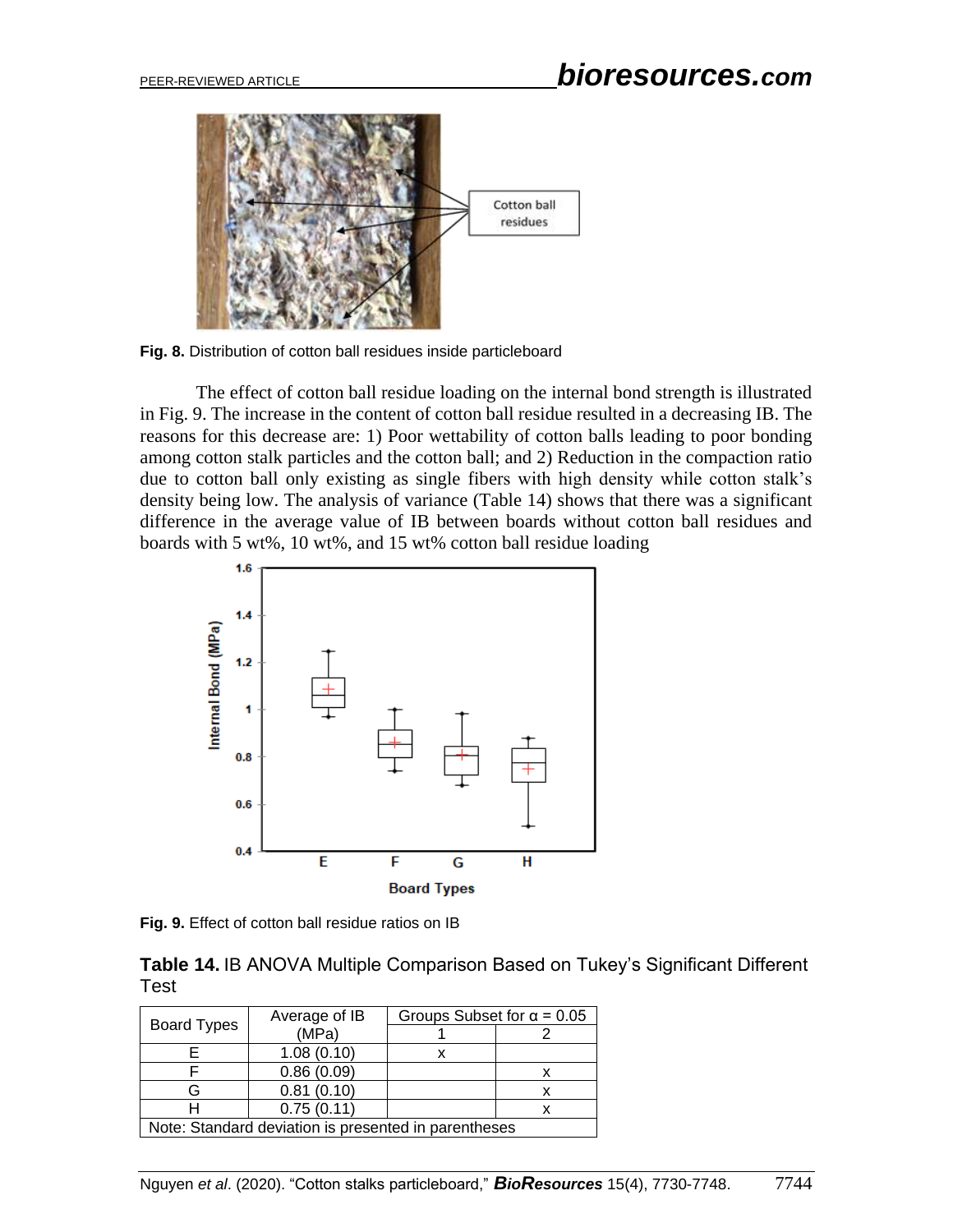**Fig. 8.** Distribution of cotton ball residues inside particleboard

The effect of cotton ball residue loading on the internal bond strength is illustrated in Fig. 9. The increase in the content of cotton ball residue resulted in a decreasing IB. The reasons for this decrease are: 1) Poor wettability of cotton balls leading to poor bonding among cotton stalk particles and the cotton ball; and 2) Reduction in the compaction ratio due to cotton ball only existing as single fibers with high density while cotton stalk's density being low. The analysis of variance (Table 14) shows that there was a significant difference in the average value of IB between boards without cotton ball residues and boards with 5 wt%, 10 wt%, and 15 wt% cotton ball residue loading

**Fig. 9.** Effect of cotton ball residue ratios on IB

**Table 14.** IB ANOVA Multiple Comparison Based on Tukey's Significant Different Test

| Board Types | Average of IB (MPa) | Groups Subset for α = 0.05 | |
|---|---|---|---|
| | | 1 | 2 |
| E | 1.08 (0.10) | x | |
| F | 0.86 (0.09) | | x |
| G | 0.81 (0.10) | | x |
| H | 0.75 (0.11) | | x |

Note: Standard deviation is presented in parentheses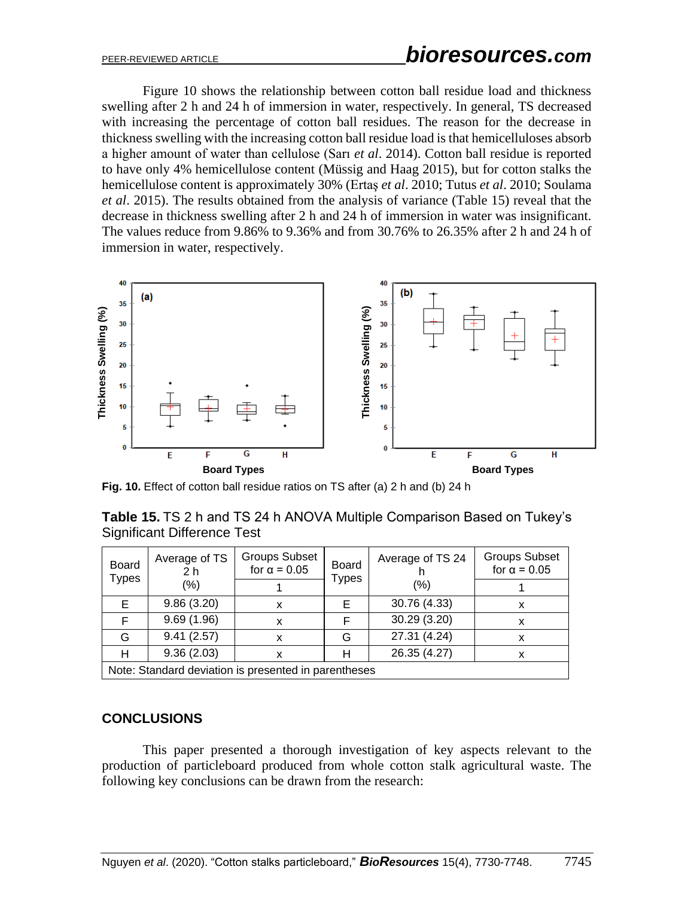Figure 10 shows the relationship between cotton ball residue load and thickness swelling after 2 h and 24 h of immersion in water, respectively. In general, TS decreased with increasing the percentage of cotton ball residues. The reason for the decrease in thickness swelling with the increasing cotton ball residue load is that hemicelluloses absorb a higher amount of water than cellulose (Sarı *et al*. 2014). Cotton ball residue is reported to have only 4% hemicellulose content (Müssig and Haag 2015), but for cotton stalks the hemicellulose content is approximately 30% (Ertaş *et al*. 2010; Tutus *et al*. 2010; Soulama *et al*. 2015). The results obtained from the analysis of variance (Table 15) reveal that the decrease in thickness swelling after 2 h and 24 h of immersion in water was insignificant. The values reduce from 9.86% to 9.36% and from 30.76% to 26.35% after 2 h and 24 h of immersion in water, respectively.

**Fig. 10.** Effect of cotton ball residue ratios on TS after (a) 2 h and (b) 24 h

**Table 15.** TS 2 h and TS 24 h ANOVA Multiple Comparison Based on Tukey's Significant Difference Test

| Board Types | Average of TS 2 h (%) | Groups Subset for α = 0.05 | Board Types | Average of TS 24 h (%) | Groups Subset for α = 0.05 |
|---|---|---|---|---|---|
| | | 1 | | | 1 |
| E | 9.86 (3.20) | x | E | 30.76 (4.33) | x |
| F | 9.69 (1.96) | x | F | 30.29 (3.20) | x |
| G | 9.41 (2.57) | x | G | 27.31 (4.24) | x |
| H | 9.36 (2.03) | x | H | 26.35 (4.27) | x |
| Note: Standard deviation is presented in parentheses | | | | | |

## CONCLUSIONS

This paper presented a thorough investigation of key aspects relevant to the production of particleboard produced from whole cotton stalk agricultural waste. The following key conclusions can be drawn from the research: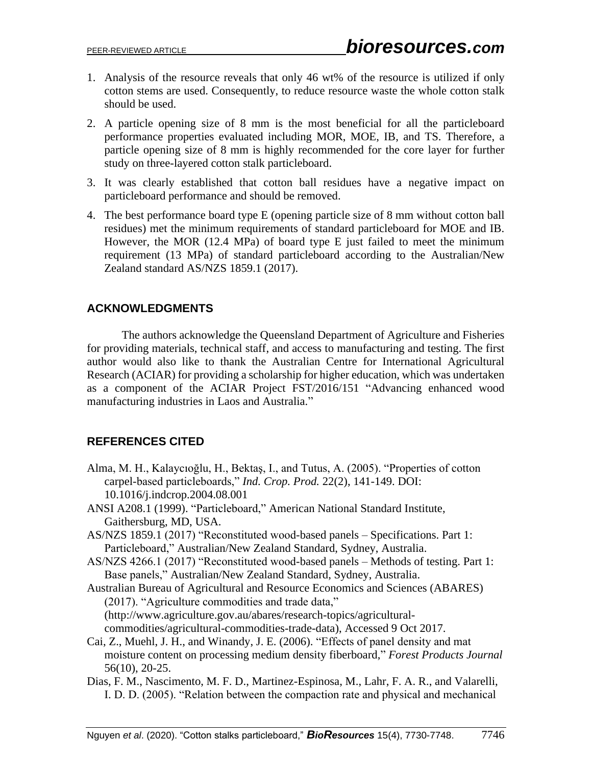1. Analysis of the resource reveals that only 46 wt% of the resource is utilized if only cotton stems are used. Consequently, to reduce resource waste the whole cotton stalk should be used.
2. A particle opening size of 8 mm is the most beneficial for all the particleboard performance properties evaluated including MOR, MOE, IB, and TS. Therefore, a particle opening size of 8 mm is highly recommended for the core layer for further study on three-layered cotton stalk particleboard.
3. It was clearly established that cotton ball residues have a negative impact on particleboard performance and should be removed.
4. The best performance board type E (opening particle size of 8 mm without cotton ball residues) met the minimum requirements of standard particleboard for MOE and IB. However, the MOR (12.4 MPa) of board type E just failed to meet the minimum requirement (13 MPa) of standard particleboard according to the Australian/New Zealand standard AS/NZS 1859.1 (2017).

## ACKNOWLEDGMENTS

The authors acknowledge the Queensland Department of Agriculture and Fisheries for providing materials, technical staff, and access to manufacturing and testing. The first author would also like to thank the Australian Centre for International Agricultural Research (ACIAR) for providing a scholarship for higher education, which was undertaken as a component of the ACIAR Project FST/2016/151 "Advancing enhanced wood manufacturing industries in Laos and Australia."

## REFERENCES CITED

Alma, M. H., Kalaycıoğlu, H., Bektaş, I., and Tutus, A. (2005). "Properties of cotton carpel-based particleboards," *Ind. Crop. Prod.* 22(2), 141-149. DOI: 10.1016/j.indcrop.2004.08.001

ANSI A208.1 (1999). "Particleboard," American National Standard Institute, Gaithersburg, MD, USA.

AS/NZS 1859.1 (2017) "Reconstituted wood-based panels – Specifications. Part 1: Particleboard," Australian/New Zealand Standard, Sydney, Australia.

AS/NZS 4266.1 (2017) "Reconstituted wood-based panels – Methods of testing. Part 1: Base panels," Australian/New Zealand Standard, Sydney, Australia.

Australian Bureau of Agricultural and Resource Economics and Sciences (ABARES) (2017). "Agriculture commodities and trade data," (http://www.agriculture.gov.au/abares/research-topics/agricultural-commodities/agricultural-commodities-trade-data), Accessed 9 Oct 2017.

Cai, Z., Muehl, J. H., and Winandy, J. E. (2006). "Effects of panel density and mat moisture content on processing medium density fiberboard," *Forest Products Journal* 56(10), 20-25.

Dias, F. M., Nascimento, M. F. D., Martinez-Espinosa, M., Lahr, F. A. R., and Valarelli, I. D. D. (2005). "Relation between the compaction rate and physical and mechanical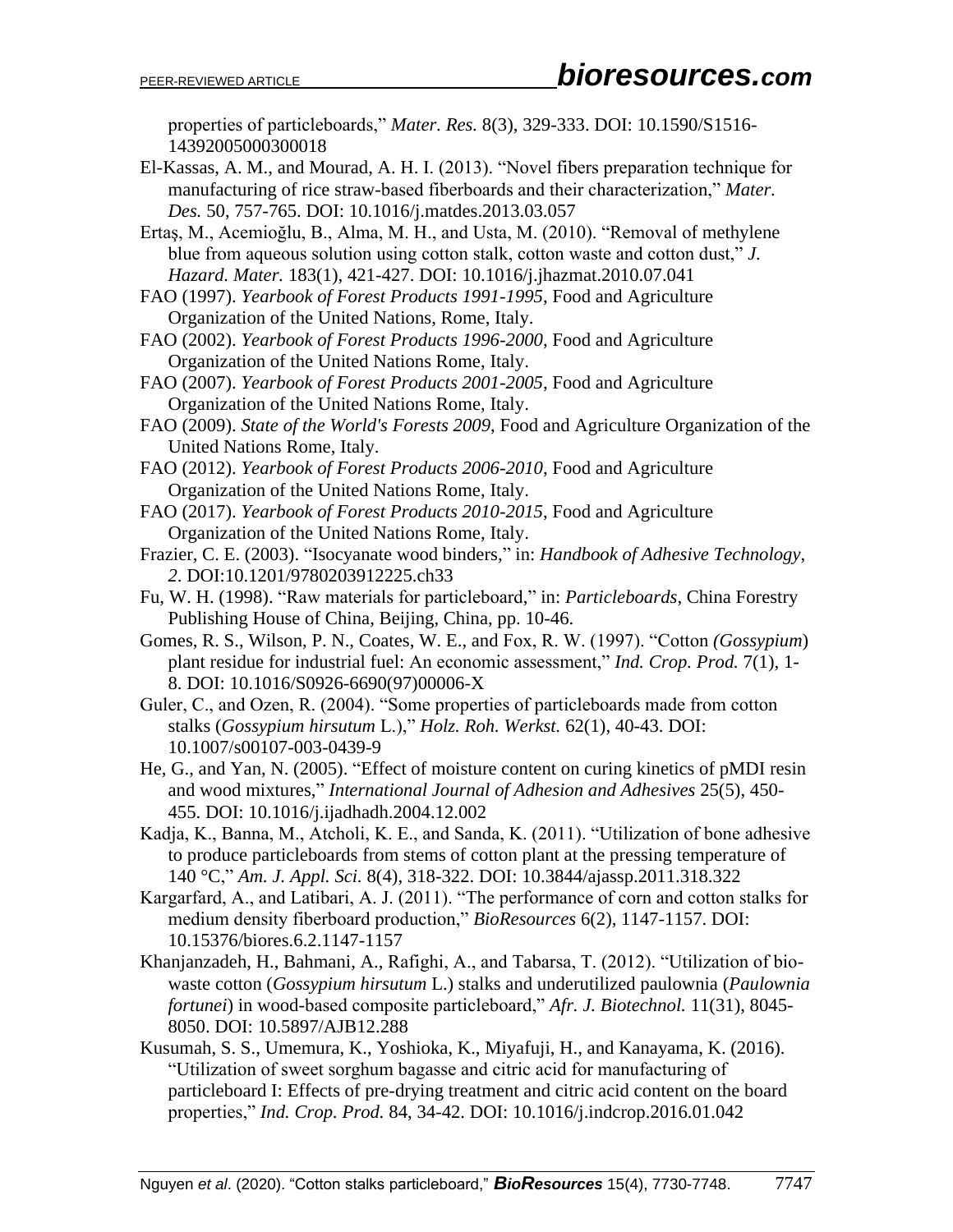properties of particleboards," *Mater. Res.* 8(3), 329-333. DOI: 10.1590/S1516-14392005000300018

El-Kassas, A. M., and Mourad, A. H. I. (2013). "Novel fibers preparation technique for manufacturing of rice straw-based fiberboards and their characterization," *Mater. Des.* 50, 757-765. DOI: 10.1016/j.matdes.2013.03.057

Ertaş, M., Acemioğlu, B., Alma, M. H., and Usta, M. (2010). "Removal of methylene blue from aqueous solution using cotton stalk, cotton waste and cotton dust," *J. Hazard. Mater.* 183(1), 421-427. DOI: 10.1016/j.jhazmat.2010.07.041

FAO (1997). *Yearbook of Forest Products 1991-1995*, Food and Agriculture Organization of the United Nations, Rome, Italy.

FAO (2002). *Yearbook of Forest Products 1996-2000*, Food and Agriculture Organization of the United Nations Rome, Italy.

FAO (2007). *Yearbook of Forest Products 2001-2005*, Food and Agriculture Organization of the United Nations Rome, Italy.

FAO (2009). *State of the World's Forests 2009*, Food and Agriculture Organization of the United Nations Rome, Italy.

FAO (2012). *Yearbook of Forest Products 2006-2010*, Food and Agriculture Organization of the United Nations Rome, Italy.

FAO (2017). *Yearbook of Forest Products 2010-2015*, Food and Agriculture Organization of the United Nations Rome, Italy.

Frazier, C. E. (2003). "Isocyanate wood binders," in: *Handbook of Adhesive Technology, 2*. DOI:10.1201/9780203912225.ch33

Fu, W. H. (1998). "Raw materials for particleboard," in: *Particleboards*, China Forestry Publishing House of China, Beijing, China, pp. 10-46.

Gomes, R. S., Wilson, P. N., Coates, W. E., and Fox, R. W. (1997). "Cotton *(Gossypium*) plant residue for industrial fuel: An economic assessment," *Ind. Crop. Prod.* 7(1), 1-8. DOI: 10.1016/S0926-6690(97)00006-X

Guler, C., and Ozen, R. (2004). "Some properties of particleboards made from cotton stalks (*Gossypium hirsutum* L.)," *Holz. Roh. Werkst.* 62(1), 40-43. DOI: 10.1007/s00107-003-0439-9

He, G., and Yan, N. (2005). "Effect of moisture content on curing kinetics of pMDI resin and wood mixtures," *International Journal of Adhesion and Adhesives* 25(5), 450-455. DOI: 10.1016/j.ijadhadh.2004.12.002

Kadja, K., Banna, M., Atcholi, K. E., and Sanda, K. (2011). "Utilization of bone adhesive to produce particleboards from stems of cotton plant at the pressing temperature of 140 °C," *Am. J. Appl. Sci.* 8(4), 318-322. DOI: 10.3844/ajassp.2011.318.322

Kargarfard, A., and Latibari, A. J. (2011). "The performance of corn and cotton stalks for medium density fiberboard production," *BioResources* 6(2), 1147-1157. DOI: 10.15376/biores.6.2.1147-1157

Khanjanzadeh, H., Bahmani, A., Rafighi, A., and Tabarsa, T. (2012). "Utilization of bio-waste cotton (*Gossypium hirsutum* L.) stalks and underutilized paulownia (*Paulownia fortunei*) in wood-based composite particleboard," *Afr. J. Biotechnol.* 11(31), 8045-8050. DOI: 10.5897/AJB12.288

Kusumah, S. S., Umemura, K., Yoshioka, K., Miyafuji, H., and Kanayama, K. (2016). "Utilization of sweet sorghum bagasse and citric acid for manufacturing of particleboard I: Effects of pre-drying treatment and citric acid content on the board properties," *Ind. Crop. Prod.* 84, 34-42. DOI: 10.1016/j.indcrop.2016.01.042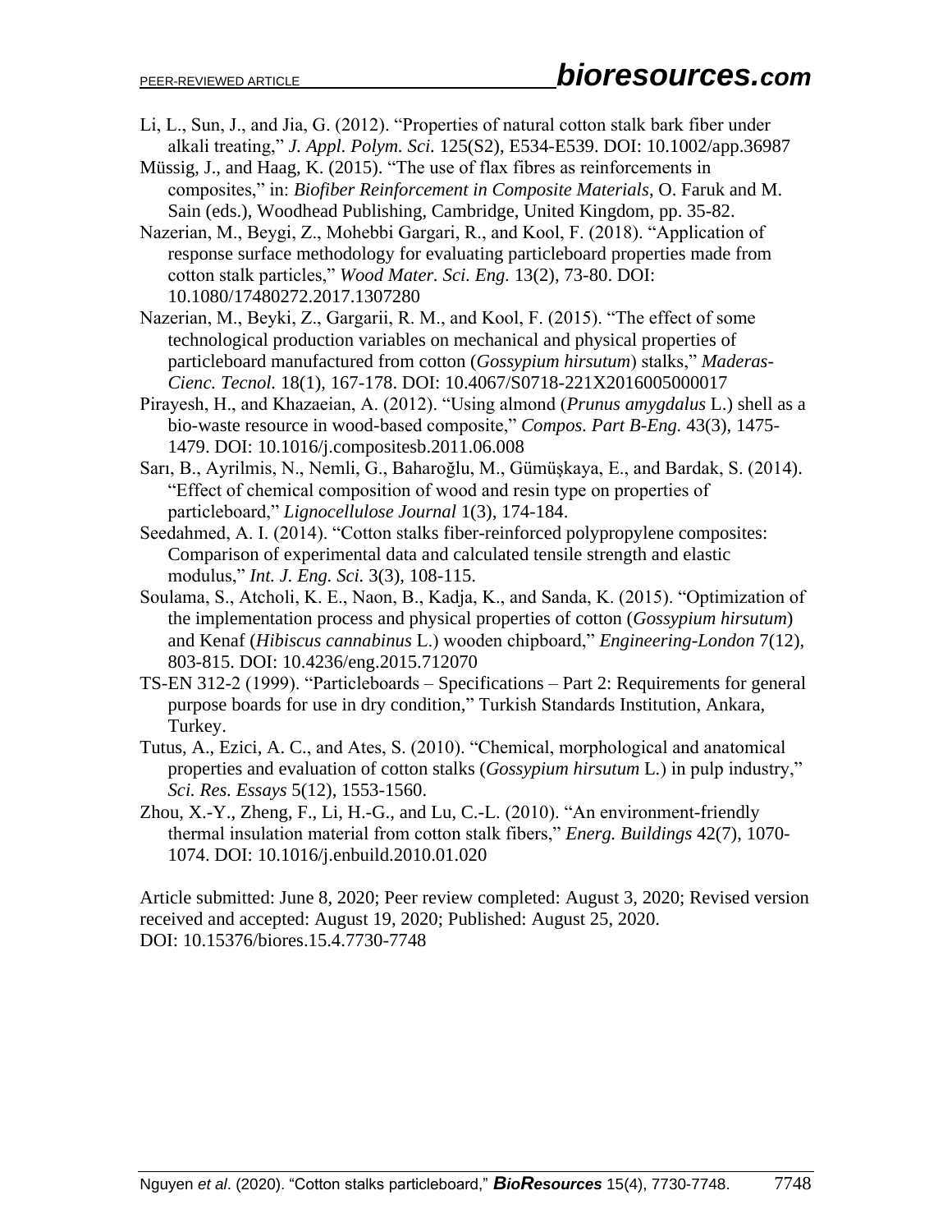Li, L., Sun, J., and Jia, G. (2012). "Properties of natural cotton stalk bark fiber under alkali treating," *J. Appl. Polym. Sci.* 125(S2), E534-E539. DOI: 10.1002/app.36987

Müssig, J., and Haag, K. (2015). "The use of flax fibres as reinforcements in composites," in: *Biofiber Reinforcement in Composite Materials*, O. Faruk and M. Sain (eds.), Woodhead Publishing, Cambridge, United Kingdom, pp. 35-82.

Nazerian, M., Beygi, Z., Mohebbi Gargari, R., and Kool, F. (2018). "Application of response surface methodology for evaluating particleboard properties made from cotton stalk particles," *Wood Mater. Sci. Eng.* 13(2), 73-80. DOI: 10.1080/17480272.2017.1307280

Nazerian, M., Beyki, Z., Gargarii, R. M., and Kool, F. (2015). "The effect of some technological production variables on mechanical and physical properties of particleboard manufactured from cotton (*Gossypium hirsutum*) stalks," *Maderas-Cienc. Tecnol.* 18(1), 167-178. DOI: 10.4067/S0718-221X2016005000017

Pirayesh, H., and Khazaeian, A. (2012). "Using almond (*Prunus amygdalus* L.) shell as a bio-waste resource in wood-based composite," *Compos. Part B-Eng.* 43(3), 1475-1479. DOI: 10.1016/j.compositesb.2011.06.008

Sarı, B., Ayrilmis, N., Nemli, G., Baharoğlu, M., Gümüşkaya, E., and Bardak, S. (2014). "Effect of chemical composition of wood and resin type on properties of particleboard," *Lignocellulose Journal* 1(3), 174-184.

Seedahmed, A. I. (2014). "Cotton stalks fiber-reinforced polypropylene composites: Comparison of experimental data and calculated tensile strength and elastic modulus," *Int. J. Eng. Sci.* 3(3), 108-115.

Soulama, S., Atcholi, K. E., Naon, B., Kadja, K., and Sanda, K. (2015). "Optimization of the implementation process and physical properties of cotton (*Gossypium hirsutum*) and Kenaf (*Hibiscus cannabinus* L.) wooden chipboard," *Engineering-London* 7(12), 803-815. DOI: 10.4236/eng.2015.712070

TS-EN 312-2 (1999). "Particleboards – Specifications – Part 2: Requirements for general purpose boards for use in dry condition," Turkish Standards Institution, Ankara, Turkey.

Tutus, A., Ezici, A. C., and Ates, S. (2010). "Chemical, morphological and anatomical properties and evaluation of cotton stalks (*Gossypium hirsutum* L.) in pulp industry," *Sci. Res. Essays* 5(12), 1553-1560.

Zhou, X.-Y., Zheng, F., Li, H.-G., and Lu, C.-L. (2010). "An environment-friendly thermal insulation material from cotton stalk fibers," *Energ. Buildings* 42(7), 1070-1074. DOI: 10.1016/j.enbuild.2010.01.020

Article submitted: June 8, 2020; Peer review completed: August 3, 2020; Revised version received and accepted: August 19, 2020; Published: August 25, 2020.
DOI: 10.15376/biores.15.4.7730-7748